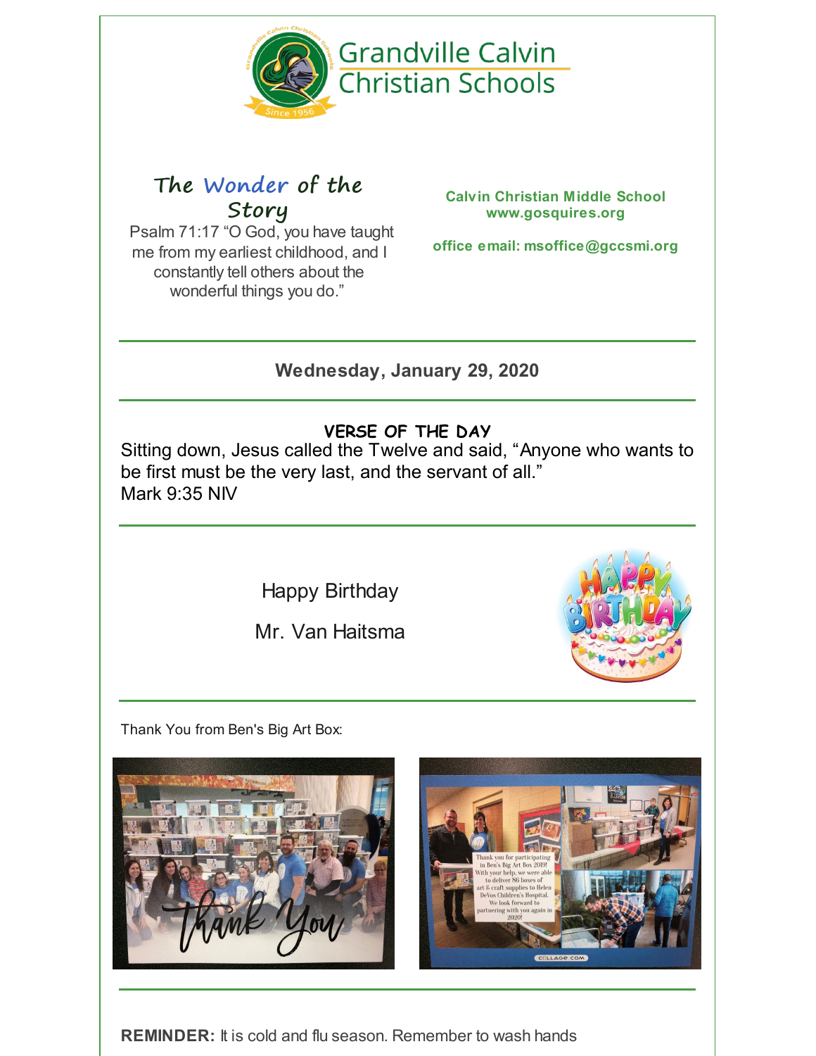# Grandville Calvin Christian Schools

## The Wonder of the Story

Psalm 71:17 “O God, you have taught me from my earliest childhood, and I constantly tell others about the wonderful things you do.”

**Calvin Christian Middle School**
**www.gosquires.org**

**office email: msoffice@gccsmi.org**

---

**Wednesday, January 29, 2020**

---

**VERSE OF THE DAY**

Sitting down, Jesus called the Twelve and said, “Anyone who wants to be first must be the very last, and the servant of all.”
Mark 9:35 NIV

---

Happy Birthday

Mr. Van Haitsma

---

Thank You from Ben's Big Art Box:

---

**REMINDER:** It is cold and flu season. Remember to wash hands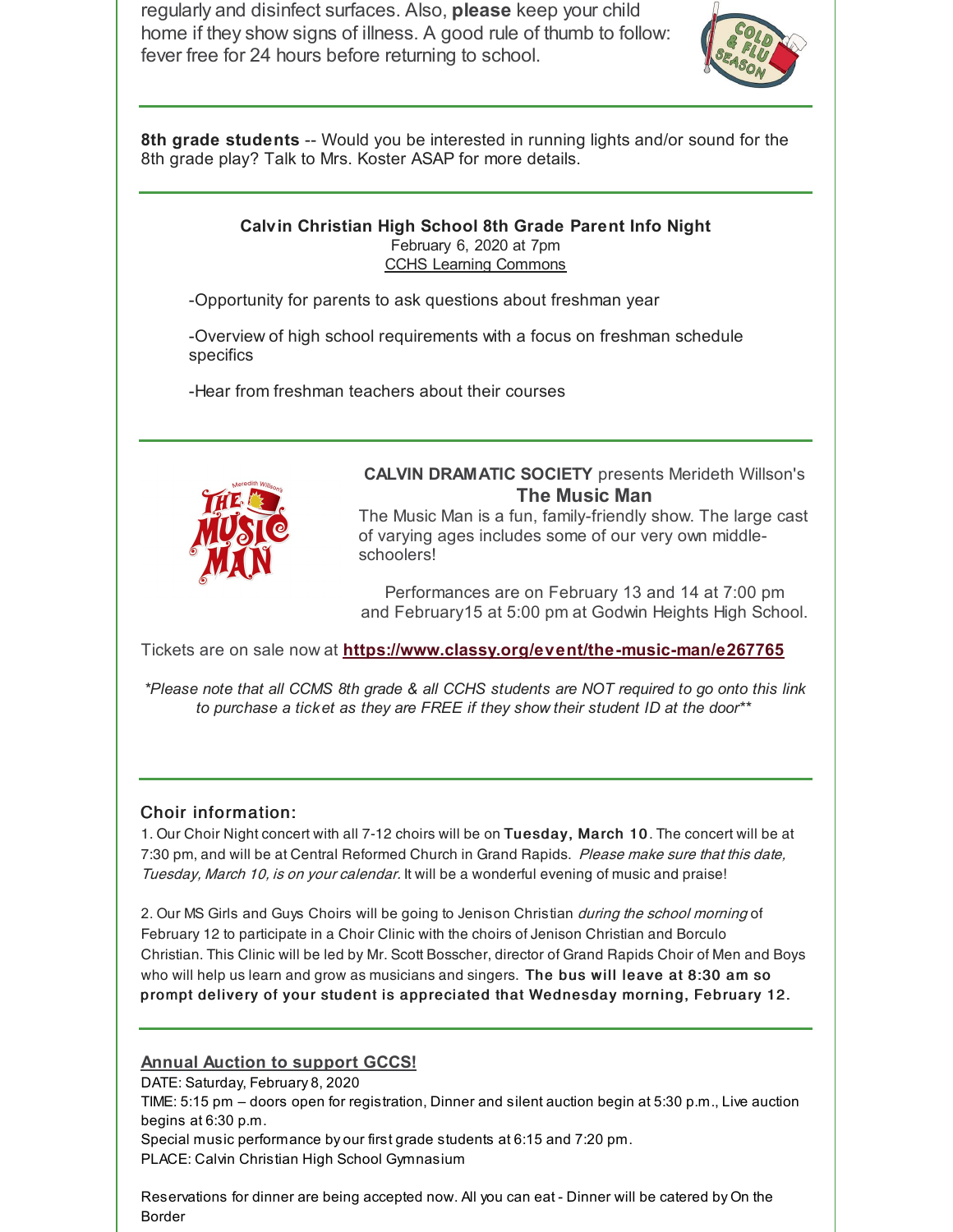regularly and disinfect surfaces. Also, **please** keep your child home if they show signs of illness. A good rule of thumb to follow: fever free for 24 hours before returning to school.

---

**8th grade students** -- Would you be interested in running lights and/or sound for the 8th grade play? Talk to Mrs. Koster ASAP for more details.

---

**Calvin Christian High School 8th Grade Parent Info Night**
February 6, 2020 at 7pm
CCHS Learning Commons

-Opportunity for parents to ask questions about freshman year

-Overview of high school requirements with a focus on freshman schedule specifics

-Hear from freshman teachers about their courses

---

**CALVIN DRAMATIC SOCIETY** presents Merideth Willson's
**The Music Man**

The Music Man is a fun, family-friendly show. The large cast of varying ages includes some of our very own middle-schoolers!

Performances are on February 13 and 14 at 7:00 pm and February15 at 5:00 pm at Godwin Heights High School.

Tickets are on sale now at **https://www.classy.org/event/the-music-man/e267765**

*\*Please note that all CCMS 8th grade & all CCHS students are NOT required to go onto this link to purchase a ticket as they are FREE if they show their student ID at the door\*\**

---

### Choir information:

1. Our Choir Night concert with all 7-12 choirs will be on **Tuesday, March 10**. The concert will be at 7:30 pm, and will be at Central Reformed Church in Grand Rapids. *Please make sure that this date, Tuesday, March 10, is on your calendar.* It will be a wonderful evening of music and praise!

2. Our MS Girls and Guys Choirs will be going to Jenison Christian *during the school morning* of February 12 to participate in a Choir Clinic with the choirs of Jenison Christian and Borculo Christian. This Clinic will be led by Mr. Scott Bosscher, director of Grand Rapids Choir of Men and Boys who will help us learn and grow as musicians and singers. **The bus will leave at 8:30 am so prompt delivery of your student is appreciated that Wednesday morning, February 12.**

---

**Annual Auction to support GCCS!**

DATE: Saturday, February 8, 2020
TIME: 5:15 pm – doors open for registration, Dinner and silent auction begin at 5:30 p.m., Live auction begins at 6:30 p.m.
Special music performance by our first grade students at 6:15 and 7:20 pm.
PLACE: Calvin Christian High School Gymnasium

Reservations for dinner are being accepted now. All you can eat - Dinner will be catered by On the Border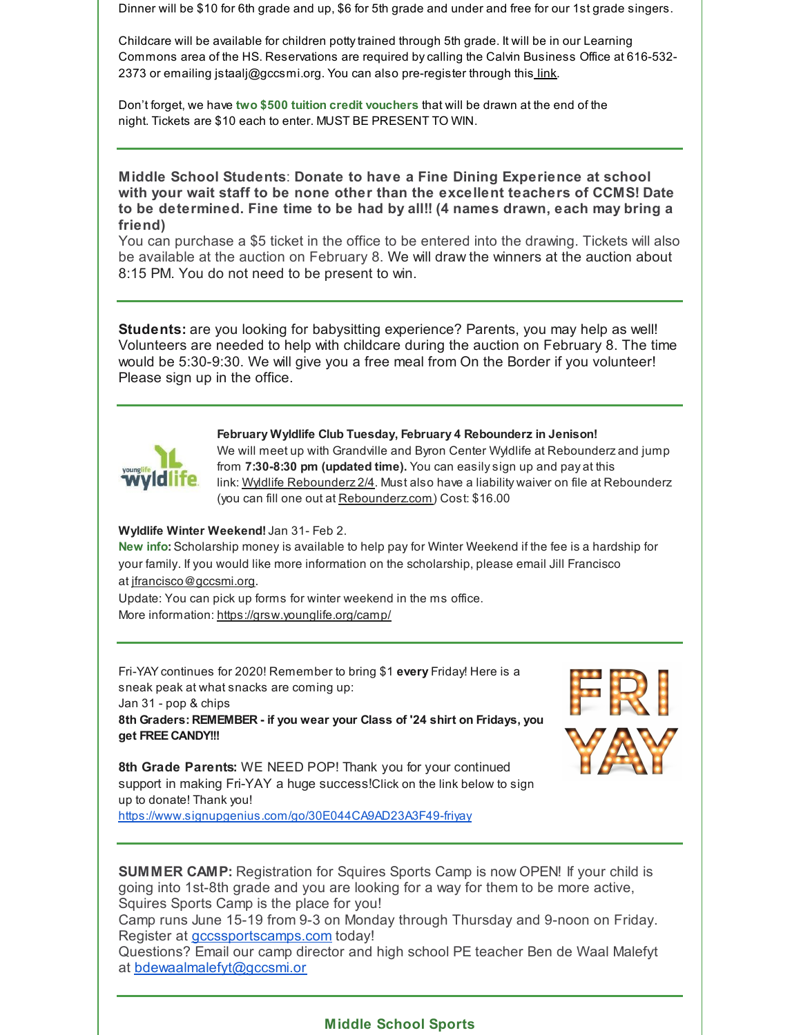Dinner will be $10 for 6th grade and up, $6 for 5th grade and under and free for our 1st grade singers.

Childcare will be available for children potty trained through 5th grade. It will be in our Learning Commons area of the HS. Reservations are required by calling the Calvin Business Office at 616-532-2373 or emailing jstaalj@gccsmi.org. You can also pre-register through this link.

Don't forget, we have **two $500 tuition credit vouchers** that will be drawn at the end of the night. Tickets are $10 each to enter. MUST BE PRESENT TO WIN.

---

**Middle School Students**: **Donate to have a Fine Dining Experience at school with your wait staff to be none other than the excellent teachers of CCMS! Date to be determined. Fine time to be had by all!! (4 names drawn, each may bring a friend)**

You can purchase a $5 ticket in the office to be entered into the drawing. Tickets will also be available at the auction on February 8. We will draw the winners at the auction about 8:15 PM. You do not need to be present to win.

---

**Students:** are you looking for babysitting experience? Parents, you may help as well! Volunteers are needed to help with childcare during the auction on February 8. The time would be 5:30-9:30. We will give you a free meal from On the Border if you volunteer! Please sign up in the office.

---

**February Wyldlife Club Tuesday, February 4 Rebounderz in Jenison!**

We will meet up with Grandville and Byron Center Wyldlife at Rebounderz and jump from **7:30-8:30 pm (updated time).** You can easily sign up and pay at this link: Wyldlife Rebounderz 2/4. Must also have a liability waiver on file at Rebounderz (you can fill one out at Rebounderz.com) Cost: $16.00

**Wyldlife Winter Weekend!** Jan 31- Feb 2.

**New info:** Scholarship money is available to help pay for Winter Weekend if the fee is a hardship for your family. If you would like more information on the scholarship, please email Jill Francisco at jfrancisco@gccsmi.org.

Update: You can pick up forms for winter weekend in the ms office.

More information: https://grsw.younglife.org/camp/

---

Fri-YAY continues for 2020! Remember to bring $1 **every** Friday! Here is a sneak peak at what snacks are coming up:

Jan 31 - pop & chips

**8th Graders: REMEMBER - if you wear your Class of '24 shirt on Fridays, you get FREE CANDY!!!**

**8th Grade Parents:** WE NEED POP! Thank you for your continued support in making Fri-YAY a huge success!Click on the link below to sign up to donate! Thank you!

https://www.signupgenius.com/go/30E044CA9AD23A3F49-friyay

---

**SUMMER CAMP:** Registration for Squires Sports Camp is now OPEN! If your child is going into 1st-8th grade and you are looking for a way for them to be more active, Squires Sports Camp is the place for you!

Camp runs June 15-19 from 9-3 on Monday through Thursday and 9-noon on Friday.

Register at gccssportscamps.com today!

Questions? Email our camp director and high school PE teacher Ben de Waal Malefyt at bdewaalmalefyt@gccsmi.or

---

## Middle School Sports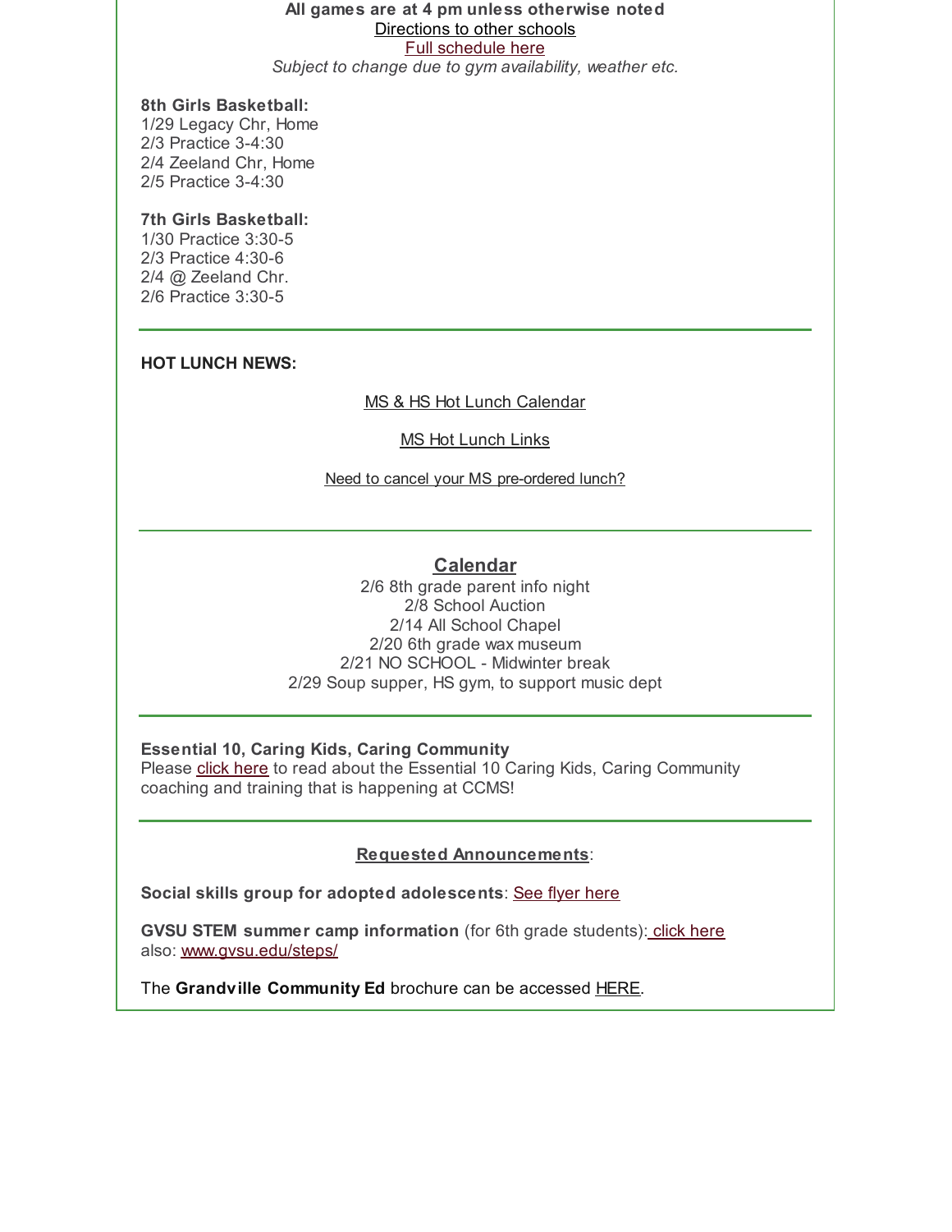**All games are at 4 pm unless otherwise noted**
Directions to other schools
Full schedule here
*Subject to change due to gym availability, weather etc.*

**8th Girls Basketball:**
1/29 Legacy Chr, Home
2/3 Practice 3-4:30
2/4 Zeeland Chr, Home
2/5 Practice 3-4:30

**7th Girls Basketball:**
1/30 Practice 3:30-5
2/3 Practice 4:30-6
2/4 @ Zeeland Chr.
2/6 Practice 3:30-5

---

**HOT LUNCH NEWS:**

MS & HS Hot Lunch Calendar

MS Hot Lunch Links

Need to cancel your MS pre-ordered lunch?

---

## Calendar

2/6 8th grade parent info night
2/8 School Auction
2/14 All School Chapel
2/20 6th grade wax museum
2/21 NO SCHOOL - Midwinter break
2/29 Soup supper, HS gym, to support music dept

---

**Essential 10, Caring Kids, Caring Community**
Please click here to read about the Essential 10 Caring Kids, Caring Community coaching and training that is happening at CCMS!

---

**Requested Announcements**:

**Social skills group for adopted adolescents**: See flyer here

**GVSU STEM summer camp information** (for 6th grade students): click here
also: www.gvsu.edu/steps/

The **Grandville Community Ed** brochure can be accessed HERE.